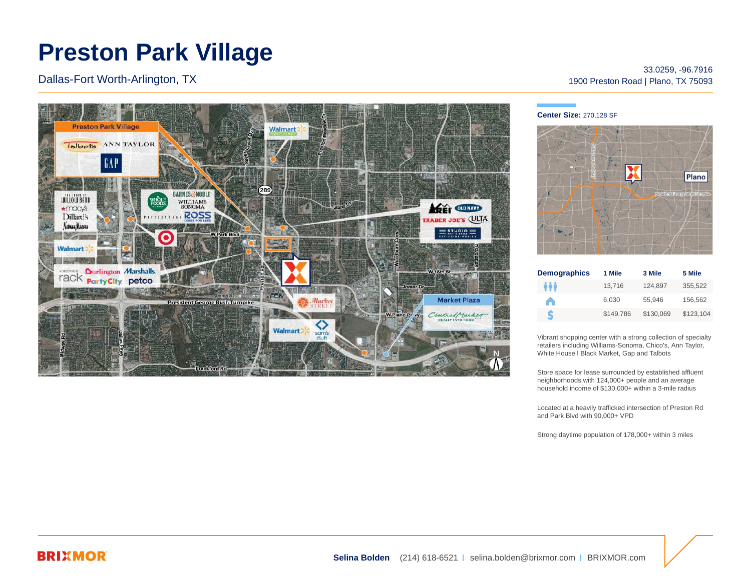# Preston Park Village

Dallas-Fort Worth-Arlington, TX

33.0259, -96.7916
1900 Preston Road | Plano, TX 75093

**Center Size:** 270,128 SF

| Demographics | 1 Mile | 3 Mile | 5 Mile |
|---|---|---|---|
| Population | 13,716 | 124,897 | 355,522 |
| Households | 6,030 | 55,946 | 156,562 |
| Average Household Income | $149,786 | $130,069 | $123,104 |

Vibrant shopping center with a strong collection of specialty retailers including Williams-Sonoma, Chico's, Ann Taylor, White House I Black Market, Gap and Talbots

Store space for lease surrounded by established affluent neighborhoods with 124,000+ people and an average household income of $130,000+ within a 3-mile radius

Located at a heavily trafficked intersection of Preston Rd and Park Blvd with 90,000+ VPD

Strong daytime population of 178,000+ within 3 miles

**Selina Bolden** (214) 618-6521 | selina.bolden@brixmor.com | BRIXMOR.com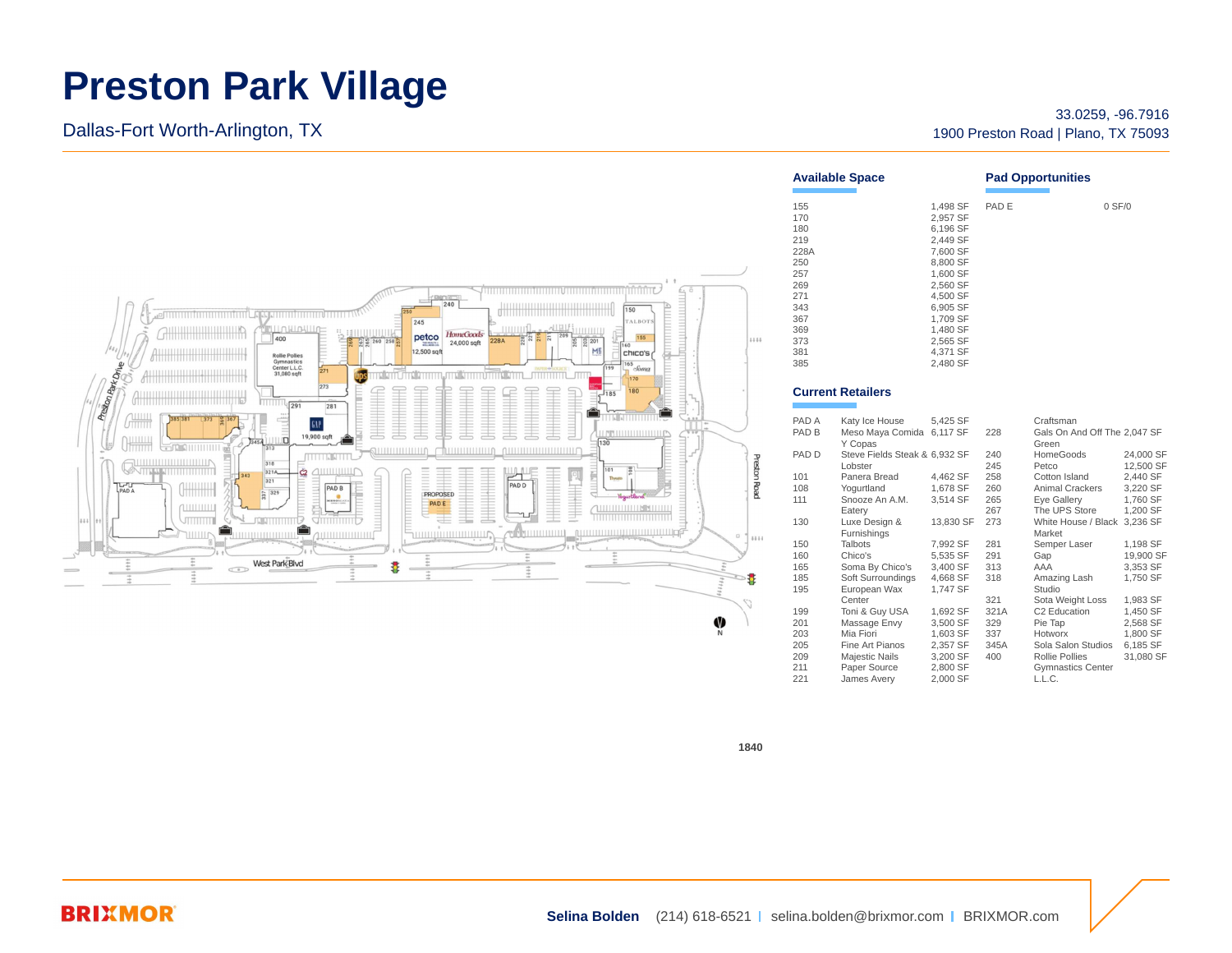# Preston Park Village

Dallas-Fort Worth-Arlington, TX

33.0259, -96.7916
1900 Preston Road | Plano, TX 75093

## Available Space

| | |
|---|---|
| 155 | 1,498 SF |
| 170 | 2,957 SF |
| 180 | 6,196 SF |
| 219 | 2,449 SF |
| 228A | 7,600 SF |
| 250 | 8,800 SF |
| 257 | 1,600 SF |
| 269 | 2,560 SF |
| 271 | 4,500 SF |
| 343 | 6,905 SF |
| 367 | 1,709 SF |
| 369 | 1,480 SF |
| 373 | 2,565 SF |
| 381 | 4,371 SF |
| 385 | 2,480 SF |

## Pad Opportunities

| | |
|---|---|
| PAD E | 0 SF/0 |

## Current Retailers

| | | |
|---|---|---|
| PAD A | Katy Ice House | 5,425 SF |
| PAD B | Meso Maya Comida Y Copas | 6,117 SF |
| PAD D | Steve Fields Steak & Lobster | 6,932 SF |
| 101 | Panera Bread | 4,462 SF |
| 108 | Yogurtland | 1,678 SF |
| 111 | Snooze An A.M. Eatery | 3,514 SF |
| 130 | Luxe Design & Furnishings | 13,830 SF |
| 150 | Talbots | 7,992 SF |
| 160 | Chico's | 5,535 SF |
| 165 | Soma By Chico's | 3,400 SF |
| 185 | Soft Surroundings | 4,668 SF |
| 195 | European Wax Center | 1,747 SF |
| 199 | Toni & Guy USA | 1,692 SF |
| 201 | Massage Envy | 3,500 SF |
| 203 | Mia Fiori | 1,603 SF |
| 205 | Fine Art Pianos | 2,357 SF |
| 209 | Majestic Nails | 3,200 SF |
| 211 | Paper Source | 2,800 SF |
| 221 | James Avery | 2,000 SF |
| 228 | Craftsman Gals On And Off The Green | 2,047 SF |
| 240 | HomeGoods | 24,000 SF |
| 245 | Petco | 12,500 SF |
| 258 | Cotton Island | 2,440 SF |
| 260 | Animal Crackers | 3,220 SF |
| 265 | Eye Gallery | 1,760 SF |
| 267 | The UPS Store | 1,200 SF |
| 273 | White House / Black Market | 3,236 SF |
| 281 | Semper Laser | 1,198 SF |
| 291 | Gap | 19,900 SF |
| 313 | AAA | 3,353 SF |
| 318 | Amazing Lash Studio | 1,750 SF |
| 321 | Sota Weight Loss | 1,983 SF |
| 321A | C2 Education | 1,450 SF |
| 329 | Pie Tap | 2,568 SF |
| 337 | Hotworx | 1,800 SF |
| 345A | Sola Salon Studios | 6,185 SF |
| 400 | Rollie Pollies Gymnastics Center L.L.C. | 31,080 SF |

Preston Park Drive
West Park Blvd
Preston Road
PROPOSED PAD E
N

1840

BRIXMOR

**Selina Bolden** (214) 618-6521 | selina.bolden@brixmor.com | BRIXMOR.com